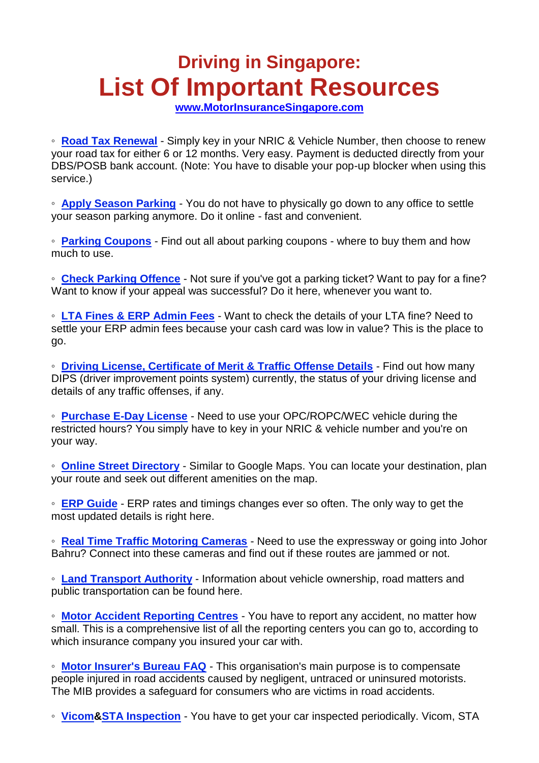# Driving in Singapore:
# List Of Important Resources

**www.MotorInsuranceSingapore.com**

◦ **Road Tax Renewal** - Simply key in your NRIC & Vehicle Number, then choose to renew your road tax for either 6 or 12 months. Very easy. Payment is deducted directly from your DBS/POSB bank account. (Note: You have to disable your pop-up blocker when using this service.)

◦ **Apply Season Parking** - You do not have to physically go down to any office to settle your season parking anymore. Do it online - fast and convenient.

◦ **Parking Coupons** - Find out all about parking coupons - where to buy them and how much to use.

◦ **Check Parking Offence** - Not sure if you've got a parking ticket? Want to pay for a fine? Want to know if your appeal was successful? Do it here, whenever you want to.

◦ **LTA Fines & ERP Admin Fees** - Want to check the details of your LTA fine? Need to settle your ERP admin fees because your cash card was low in value? This is the place to go.

◦ **Driving License, Certificate of Merit & Traffic Offense Details** - Find out how many DIPS (driver improvement points system) currently, the status of your driving license and details of any traffic offenses, if any.

◦ **Purchase E-Day License** - Need to use your OPC/ROPC/WEC vehicle during the restricted hours? You simply have to key in your NRIC & vehicle number and you're on your way.

◦ **Online Street Directory** - Similar to Google Maps. You can locate your destination, plan your route and seek out different amenities on the map.

◦ **ERP Guide** - ERP rates and timings changes ever so often. The only way to get the most updated details is right here.

◦ **Real Time Traffic Motoring Cameras** - Need to use the expressway or going into Johor Bahru? Connect into these cameras and find out if these routes are jammed or not.

◦ **Land Transport Authority** - Information about vehicle ownership, road matters and public transportation can be found here.

◦ **Motor Accident Reporting Centres** - You have to report any accident, no matter how small. This is a comprehensive list of all the reporting centers you can go to, according to which insurance company you insured your car with.

◦ **Motor Insurer's Bureau FAQ** - This organisation's main purpose is to compensate people injured in road accidents caused by negligent, untraced or uninsured motorists. The MIB provides a safeguard for consumers who are victims in road accidents.

◦ **Vicom**&**STA Inspection** - You have to get your car inspected periodically. Vicom, STA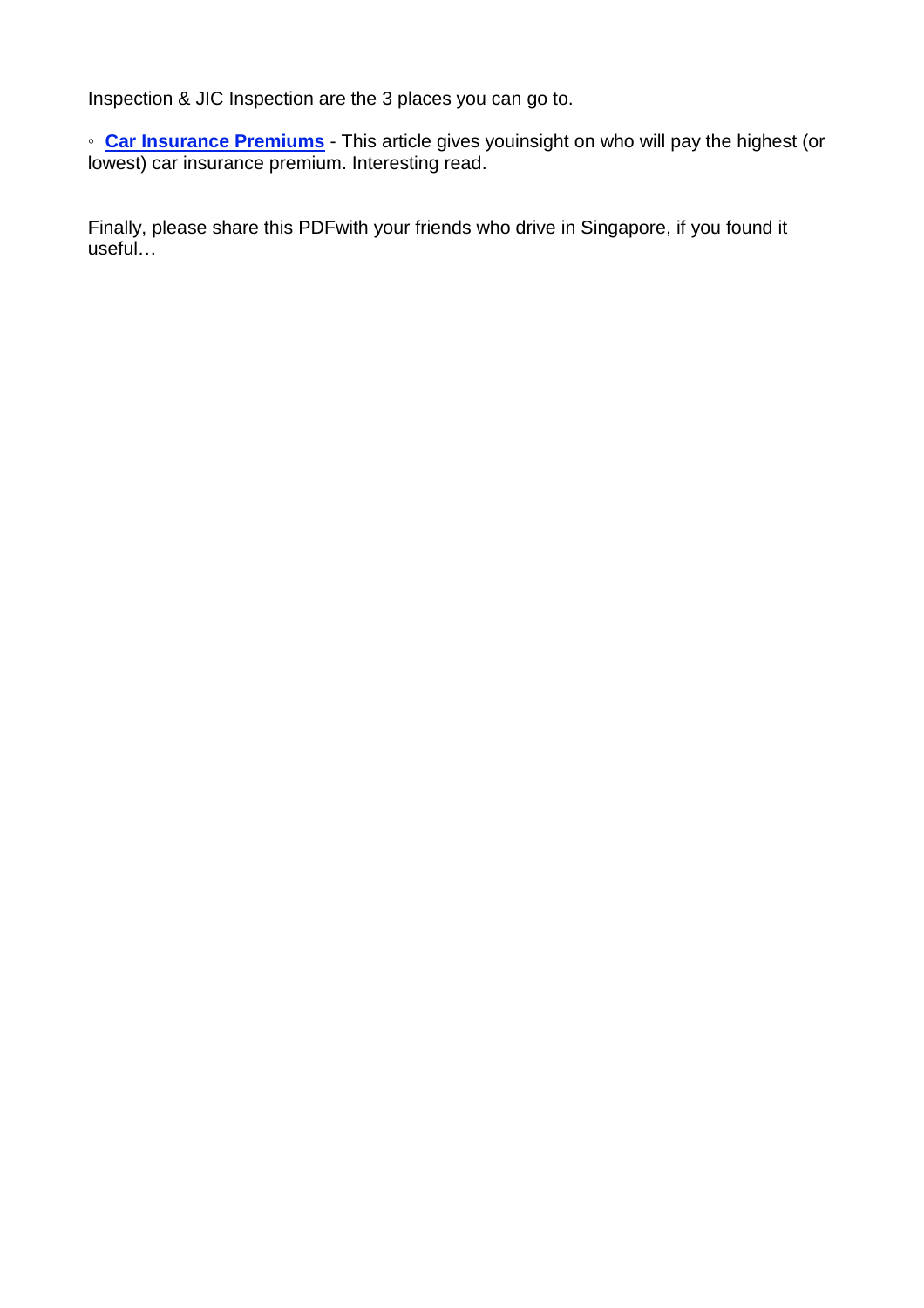Inspection & JIC Inspection are the 3 places you can go to.

◦ **Car Insurance Premiums** - This article gives youinsight on who will pay the highest (or lowest) car insurance premium. Interesting read.

Finally, please share this PDFwith your friends who drive in Singapore, if you found it useful…